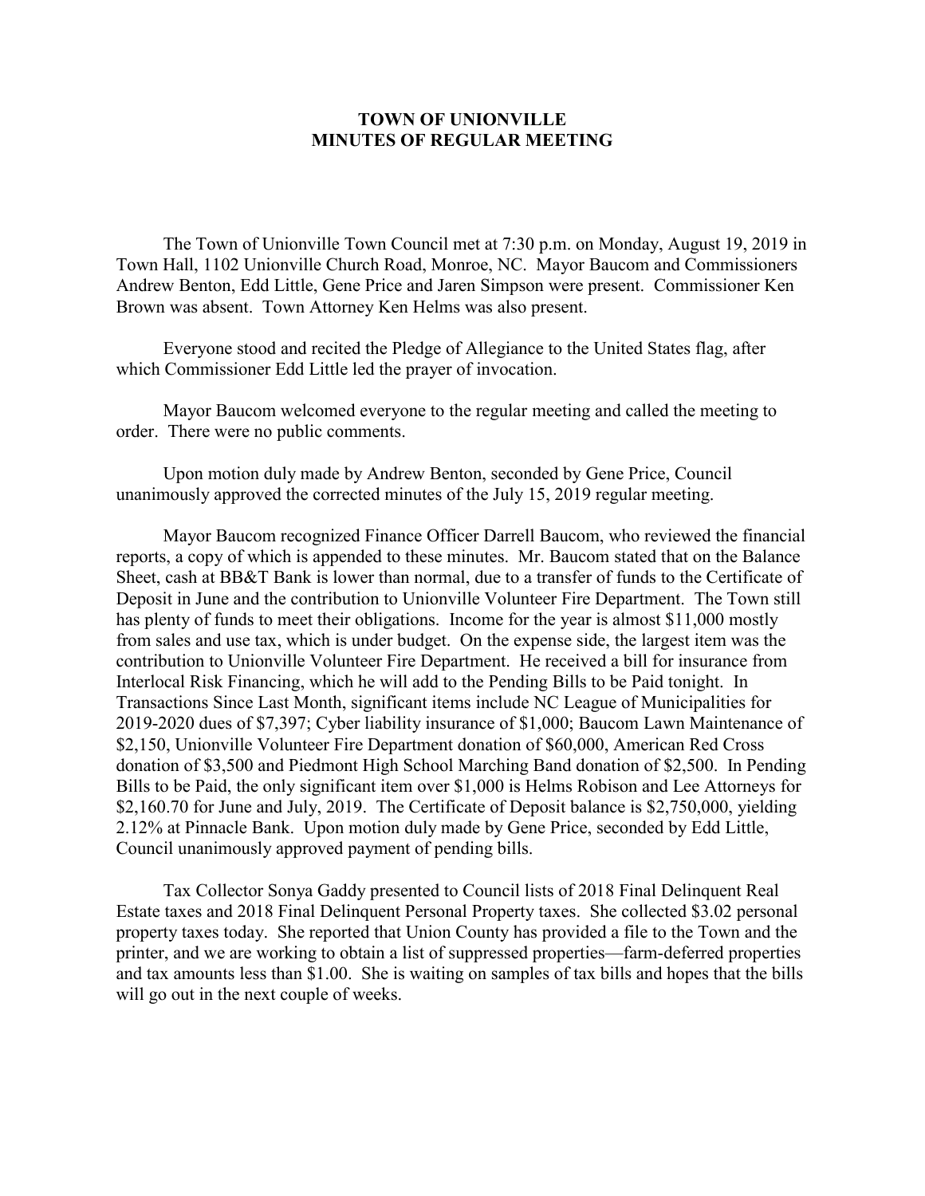**TOWN OF UNIONVILLE**
**MINUTES OF REGULAR MEETING**

The Town of Unionville Town Council met at 7:30 p.m. on Monday, August 19, 2019 in Town Hall, 1102 Unionville Church Road, Monroe, NC. Mayor Baucom and Commissioners Andrew Benton, Edd Little, Gene Price and Jaren Simpson were present. Commissioner Ken Brown was absent. Town Attorney Ken Helms was also present.

Everyone stood and recited the Pledge of Allegiance to the United States flag, after which Commissioner Edd Little led the prayer of invocation.

Mayor Baucom welcomed everyone to the regular meeting and called the meeting to order. There were no public comments.

Upon motion duly made by Andrew Benton, seconded by Gene Price, Council unanimously approved the corrected minutes of the July 15, 2019 regular meeting.

Mayor Baucom recognized Finance Officer Darrell Baucom, who reviewed the financial reports, a copy of which is appended to these minutes. Mr. Baucom stated that on the Balance Sheet, cash at BB&T Bank is lower than normal, due to a transfer of funds to the Certificate of Deposit in June and the contribution to Unionville Volunteer Fire Department. The Town still has plenty of funds to meet their obligations. Income for the year is almost $11,000 mostly from sales and use tax, which is under budget. On the expense side, the largest item was the contribution to Unionville Volunteer Fire Department. He received a bill for insurance from Interlocal Risk Financing, which he will add to the Pending Bills to be Paid tonight. In Transactions Since Last Month, significant items include NC League of Municipalities for 2019-2020 dues of $7,397; Cyber liability insurance of $1,000; Baucom Lawn Maintenance of $2,150, Unionville Volunteer Fire Department donation of $60,000, American Red Cross donation of $3,500 and Piedmont High School Marching Band donation of $2,500. In Pending Bills to be Paid, the only significant item over $1,000 is Helms Robison and Lee Attorneys for $2,160.70 for June and July, 2019. The Certificate of Deposit balance is $2,750,000, yielding 2.12% at Pinnacle Bank. Upon motion duly made by Gene Price, seconded by Edd Little, Council unanimously approved payment of pending bills.

Tax Collector Sonya Gaddy presented to Council lists of 2018 Final Delinquent Real Estate taxes and 2018 Final Delinquent Personal Property taxes. She collected $3.02 personal property taxes today. She reported that Union County has provided a file to the Town and the printer, and we are working to obtain a list of suppressed properties—farm-deferred properties and tax amounts less than $1.00. She is waiting on samples of tax bills and hopes that the bills will go out in the next couple of weeks.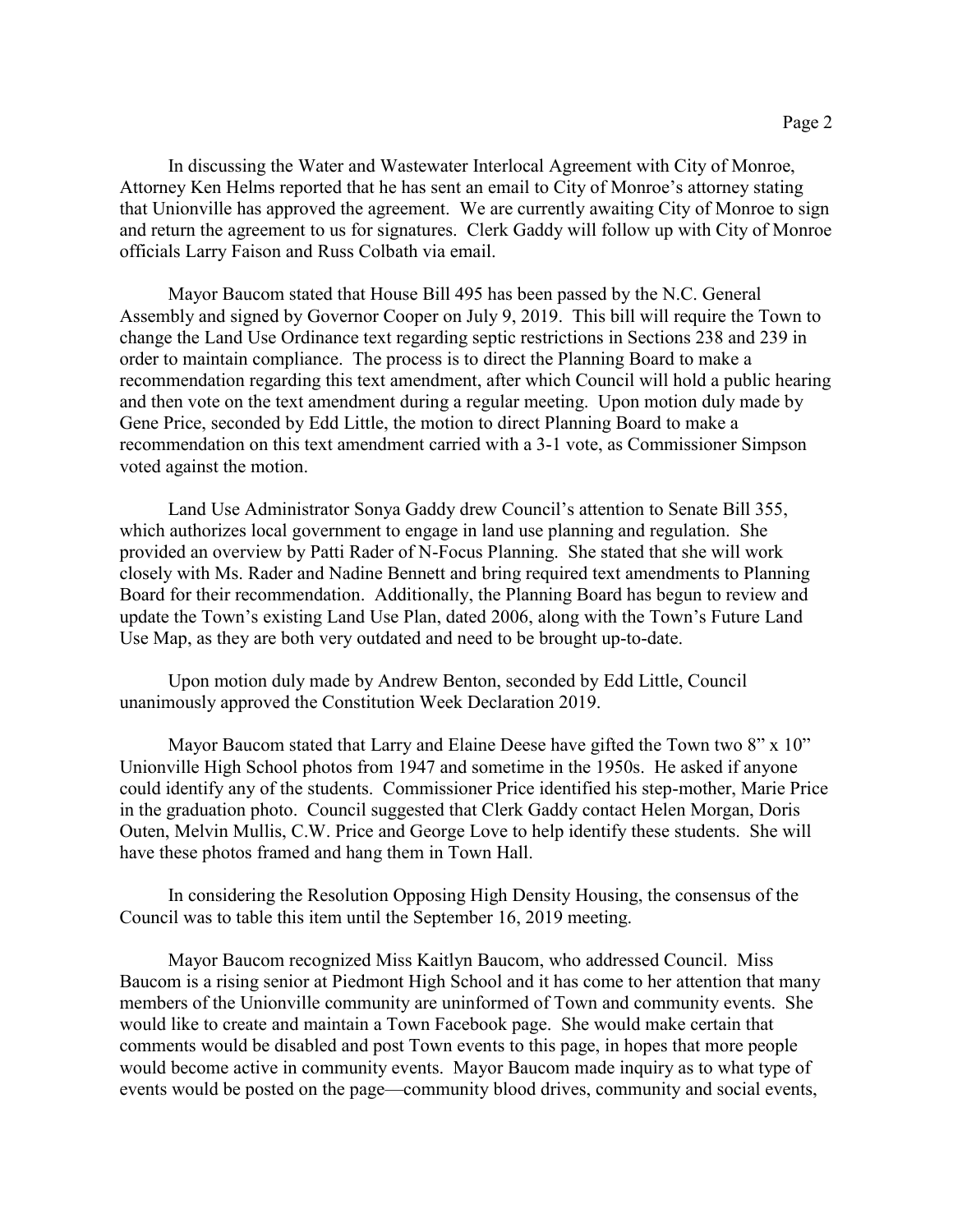In discussing the Water and Wastewater Interlocal Agreement with City of Monroe, Attorney Ken Helms reported that he has sent an email to City of Monroe's attorney stating that Unionville has approved the agreement. We are currently awaiting City of Monroe to sign and return the agreement to us for signatures. Clerk Gaddy will follow up with City of Monroe officials Larry Faison and Russ Colbath via email.

Mayor Baucom stated that House Bill 495 has been passed by the N.C. General Assembly and signed by Governor Cooper on July 9, 2019. This bill will require the Town to change the Land Use Ordinance text regarding septic restrictions in Sections 238 and 239 in order to maintain compliance. The process is to direct the Planning Board to make a recommendation regarding this text amendment, after which Council will hold a public hearing and then vote on the text amendment during a regular meeting. Upon motion duly made by Gene Price, seconded by Edd Little, the motion to direct Planning Board to make a recommendation on this text amendment carried with a 3-1 vote, as Commissioner Simpson voted against the motion.

Land Use Administrator Sonya Gaddy drew Council's attention to Senate Bill 355, which authorizes local government to engage in land use planning and regulation. She provided an overview by Patti Rader of N-Focus Planning. She stated that she will work closely with Ms. Rader and Nadine Bennett and bring required text amendments to Planning Board for their recommendation. Additionally, the Planning Board has begun to review and update the Town's existing Land Use Plan, dated 2006, along with the Town's Future Land Use Map, as they are both very outdated and need to be brought up-to-date.

Upon motion duly made by Andrew Benton, seconded by Edd Little, Council unanimously approved the Constitution Week Declaration 2019.

Mayor Baucom stated that Larry and Elaine Deese have gifted the Town two 8" x 10" Unionville High School photos from 1947 and sometime in the 1950s. He asked if anyone could identify any of the students. Commissioner Price identified his step-mother, Marie Price in the graduation photo. Council suggested that Clerk Gaddy contact Helen Morgan, Doris Outen, Melvin Mullis, C.W. Price and George Love to help identify these students. She will have these photos framed and hang them in Town Hall.

In considering the Resolution Opposing High Density Housing, the consensus of the Council was to table this item until the September 16, 2019 meeting.

Mayor Baucom recognized Miss Kaitlyn Baucom, who addressed Council. Miss Baucom is a rising senior at Piedmont High School and it has come to her attention that many members of the Unionville community are uninformed of Town and community events. She would like to create and maintain a Town Facebook page. She would make certain that comments would be disabled and post Town events to this page, in hopes that more people would become active in community events. Mayor Baucom made inquiry as to what type of events would be posted on the page—community blood drives, community and social events,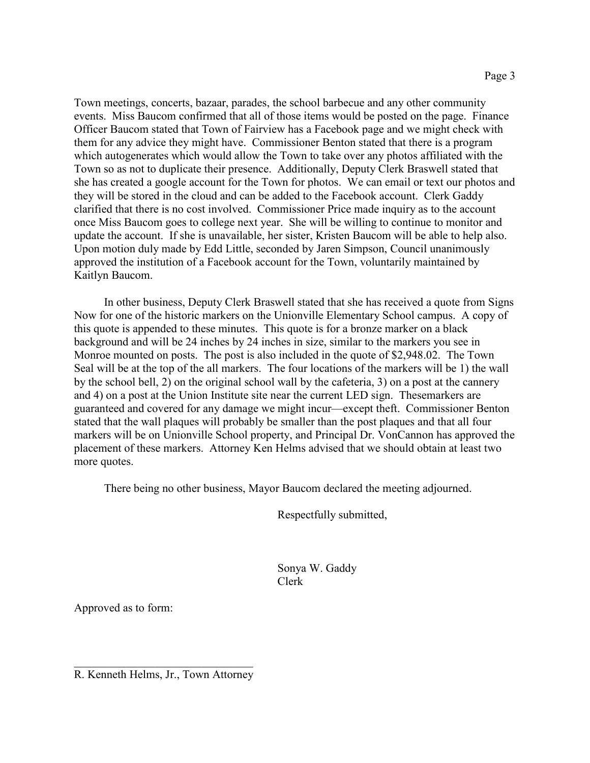Town meetings, concerts, bazaar, parades, the school barbecue and any other community events. Miss Baucom confirmed that all of those items would be posted on the page. Finance Officer Baucom stated that Town of Fairview has a Facebook page and we might check with them for any advice they might have. Commissioner Benton stated that there is a program which autogenerates which would allow the Town to take over any photos affiliated with the Town so as not to duplicate their presence. Additionally, Deputy Clerk Braswell stated that she has created a google account for the Town for photos. We can email or text our photos and they will be stored in the cloud and can be added to the Facebook account. Clerk Gaddy clarified that there is no cost involved. Commissioner Price made inquiry as to the account once Miss Baucom goes to college next year. She will be willing to continue to monitor and update the account. If she is unavailable, her sister, Kristen Baucom will be able to help also. Upon motion duly made by Edd Little, seconded by Jaren Simpson, Council unanimously approved the institution of a Facebook account for the Town, voluntarily maintained by Kaitlyn Baucom.

In other business, Deputy Clerk Braswell stated that she has received a quote from Signs Now for one of the historic markers on the Unionville Elementary School campus. A copy of this quote is appended to these minutes. This quote is for a bronze marker on a black background and will be 24 inches by 24 inches in size, similar to the markers you see in Monroe mounted on posts. The post is also included in the quote of $2,948.02. The Town Seal will be at the top of the all markers. The four locations of the markers will be 1) the wall by the school bell, 2) on the original school wall by the cafeteria, 3) on a post at the cannery and 4) on a post at the Union Institute site near the current LED sign. Thesemarkers are guaranteed and covered for any damage we might incur—except theft. Commissioner Benton stated that the wall plaques will probably be smaller than the post plaques and that all four markers will be on Unionville School property, and Principal Dr. VonCannon has approved the placement of these markers. Attorney Ken Helms advised that we should obtain at least two more quotes.

There being no other business, Mayor Baucom declared the meeting adjourned.

Respectfully submitted,

Sonya W. Gaddy
Clerk

Approved as to form:

\_\_\_\_\_\_\_\_\_\_\_\_\_\_\_\_\_\_\_\_\_\_\_\_\_\_\_\_\_\_\_\_\_\_\_

R. Kenneth Helms, Jr., Town Attorney